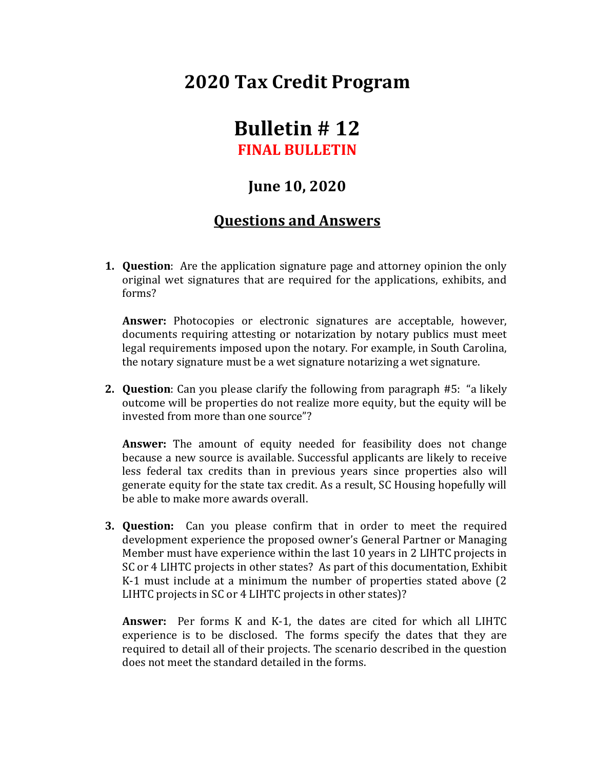# 2020 Tax Credit Program

# Bulletin # 12

## FINAL BULLETIN

## June 10, 2020

## Questions and Answers

1. **Question**: Are the application signature page and attorney opinion the only original wet signatures that are required for the applications, exhibits, and forms?

   **Answer:** Photocopies or electronic signatures are acceptable, however, documents requiring attesting or notarization by notary publics must meet legal requirements imposed upon the notary. For example, in South Carolina, the notary signature must be a wet signature notarizing a wet signature.

2. **Question**: Can you please clarify the following from paragraph #5: "a likely outcome will be properties do not realize more equity, but the equity will be invested from more than one source"?

   **Answer:** The amount of equity needed for feasibility does not change because a new source is available. Successful applicants are likely to receive less federal tax credits than in previous years since properties also will generate equity for the state tax credit. As a result, SC Housing hopefully will be able to make more awards overall.

3. **Question:** Can you please confirm that in order to meet the required development experience the proposed owner's General Partner or Managing Member must have experience within the last 10 years in 2 LIHTC projects in SC or 4 LIHTC projects in other states? As part of this documentation, Exhibit K-1 must include at a minimum the number of properties stated above (2 LIHTC projects in SC or 4 LIHTC projects in other states)?

   **Answer:** Per forms K and K-1, the dates are cited for which all LIHTC experience is to be disclosed. The forms specify the dates that they are required to detail all of their projects. The scenario described in the question does not meet the standard detailed in the forms.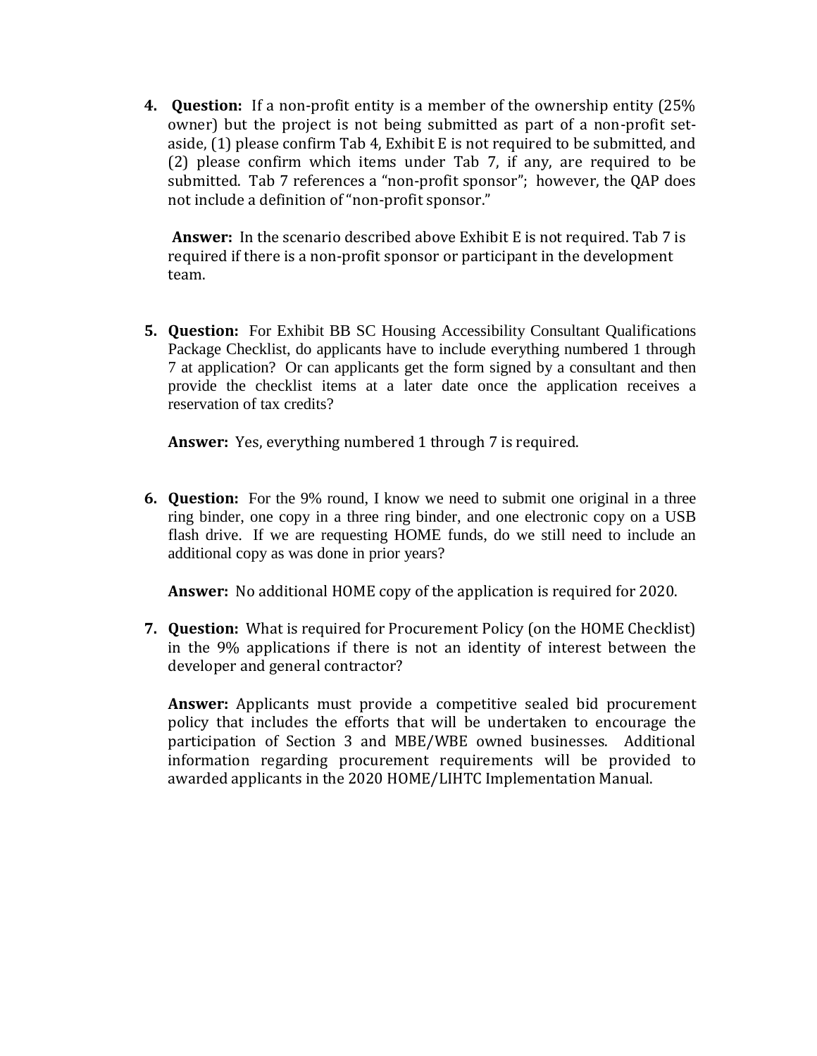4. **Question:** If a non-profit entity is a member of the ownership entity (25% owner) but the project is not being submitted as part of a non-profit set-aside, (1) please confirm Tab 4, Exhibit E is not required to be submitted, and (2) please confirm which items under Tab 7, if any, are required to be submitted. Tab 7 references a "non-profit sponsor"; however, the QAP does not include a definition of "non-profit sponsor."

   **Answer:** In the scenario described above Exhibit E is not required. Tab 7 is required if there is a non-profit sponsor or participant in the development team.

5. **Question:** For Exhibit BB SC Housing Accessibility Consultant Qualifications Package Checklist, do applicants have to include everything numbered 1 through 7 at application? Or can applicants get the form signed by a consultant and then provide the checklist items at a later date once the application receives a reservation of tax credits?

   **Answer:** Yes, everything numbered 1 through 7 is required.

6. **Question:** For the 9% round, I know we need to submit one original in a three ring binder, one copy in a three ring binder, and one electronic copy on a USB flash drive. If we are requesting HOME funds, do we still need to include an additional copy as was done in prior years?

   **Answer:** No additional HOME copy of the application is required for 2020.

7. **Question:** What is required for Procurement Policy (on the HOME Checklist) in the 9% applications if there is not an identity of interest between the developer and general contractor?

   **Answer:** Applicants must provide a competitive sealed bid procurement policy that includes the efforts that will be undertaken to encourage the participation of Section 3 and MBE/WBE owned businesses. Additional information regarding procurement requirements will be provided to awarded applicants in the 2020 HOME/LIHTC Implementation Manual.